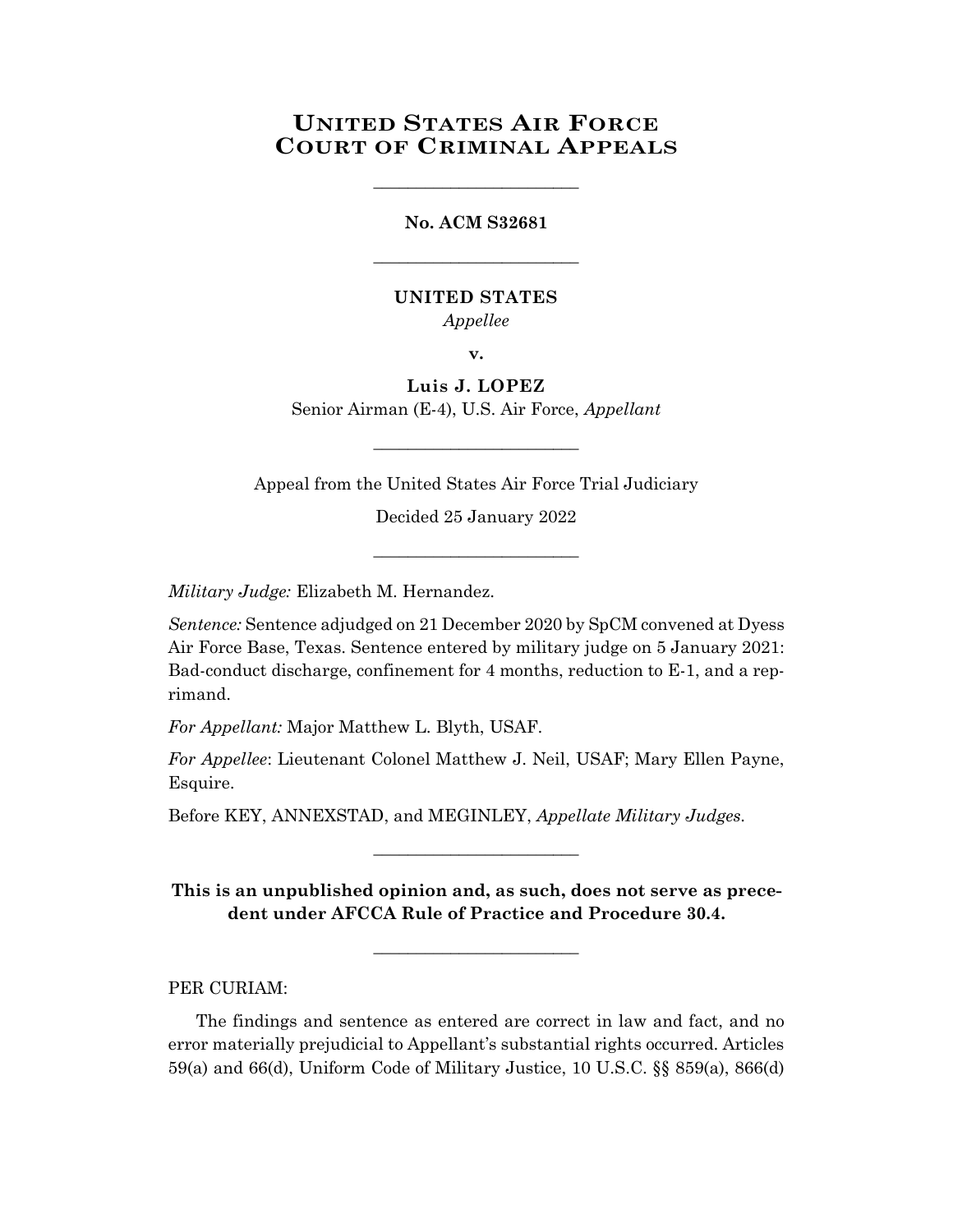# United States Air Force Court of Criminal Appeals

________________________

**No. ACM S32681**

________________________

**UNITED STATES**
*Appellee*

**v.**

**Luis J. LOPEZ**
Senior Airman (E-4), U.S. Air Force, *Appellant*

________________________

Appeal from the United States Air Force Trial Judiciary

Decided 25 January 2022

________________________

*Military Judge:* Elizabeth M. Hernandez.

*Sentence:* Sentence adjudged on 21 December 2020 by SpCM convened at Dyess Air Force Base, Texas. Sentence entered by military judge on 5 January 2021: Bad-conduct discharge, confinement for 4 months, reduction to E-1, and a reprimand.

*For Appellant:* Major Matthew L. Blyth, USAF.

*For Appellee*: Lieutenant Colonel Matthew J. Neil, USAF; Mary Ellen Payne, Esquire.

Before KEY, ANNEXSTAD, and MEGINLEY, *Appellate Military Judges*.

________________________

**This is an unpublished opinion and, as such, does not serve as precedent under AFCCA Rule of Practice and Procedure 30.4.**

________________________

PER CURIAM:

The findings and sentence as entered are correct in law and fact, and no error materially prejudicial to Appellant's substantial rights occurred. Articles 59(a) and 66(d), Uniform Code of Military Justice, 10 U.S.C. §§ 859(a), 866(d)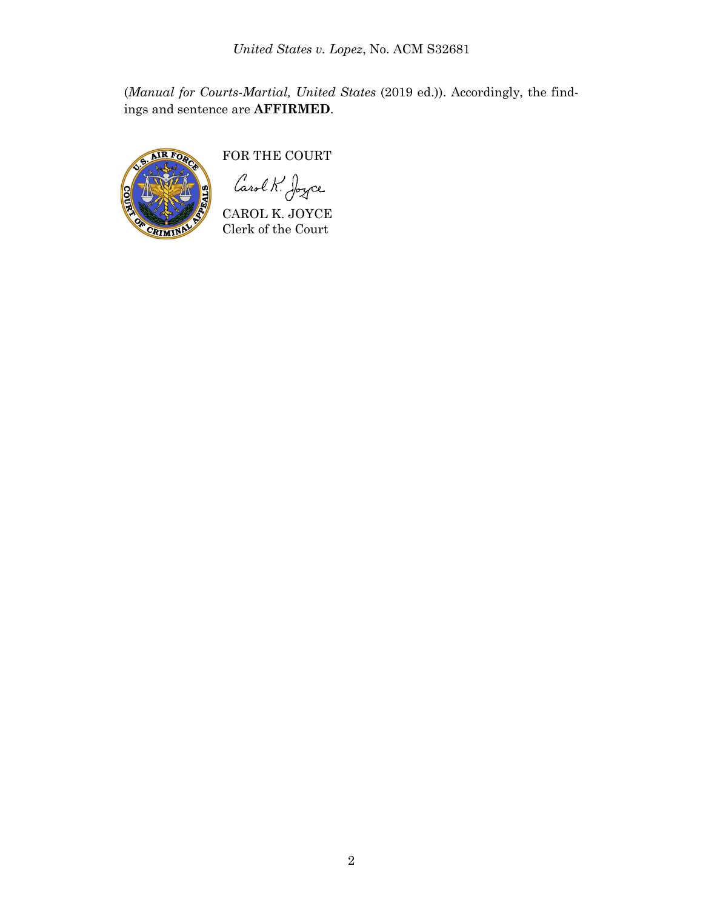(*Manual for Courts-Martial, United States* (2019 ed.)). Accordingly, the findings and sentence are **AFFIRMED**.

FOR THE COURT

CAROL K. JOYCE
Clerk of the Court